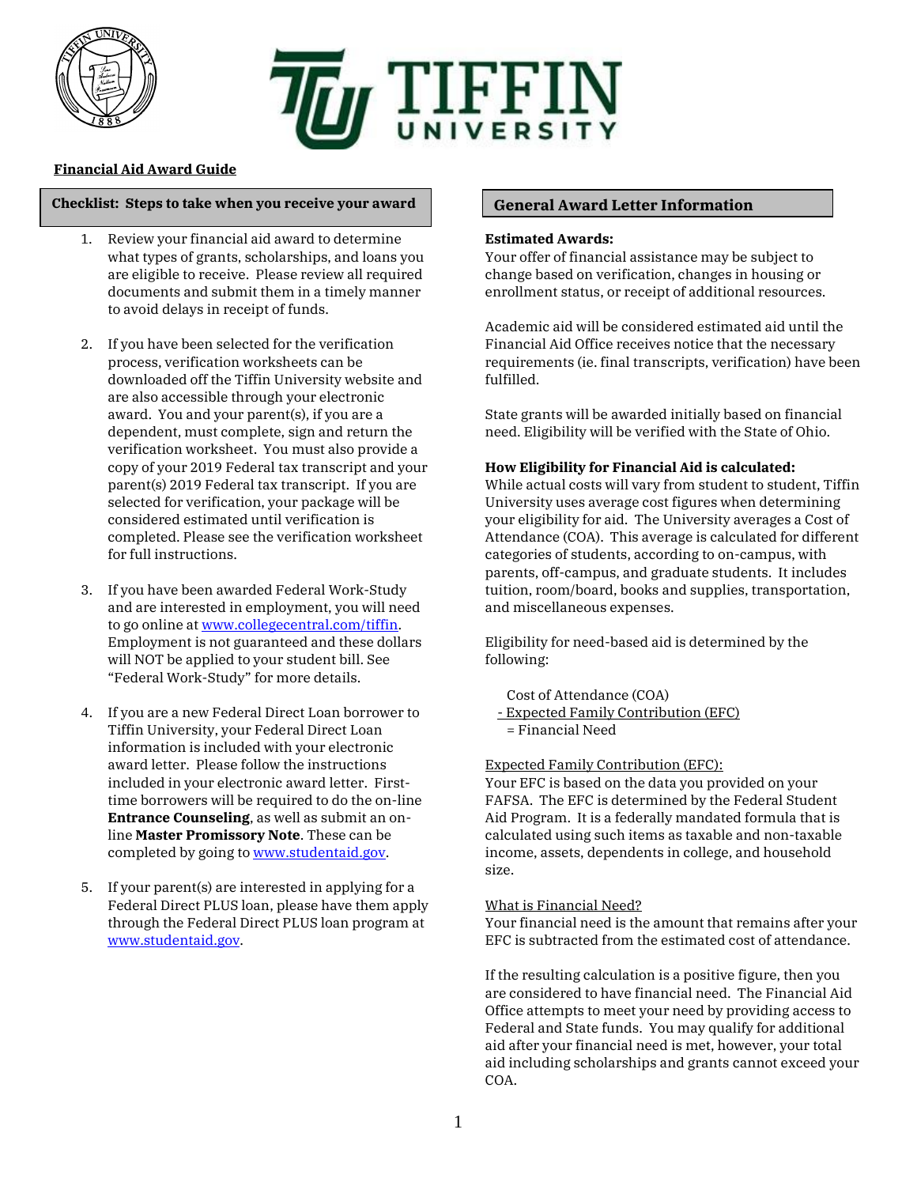# TIFFIN UNIVERSITY

**Financial Aid Award Guide**

## Checklist: Steps to take when you receive your award

1. Review your financial aid award to determine what types of grants, scholarships, and loans you are eligible to receive. Please review all required documents and submit them in a timely manner to avoid delays in receipt of funds.

2. If you have been selected for the verification process, verification worksheets can be downloaded off the Tiffin University website and are also accessible through your electronic award. You and your parent(s), if you are a dependent, must complete, sign and return the verification worksheet. You must also provide a copy of your 2019 Federal tax transcript and your parent(s) 2019 Federal tax transcript. If you are selected for verification, your package will be considered estimated until verification is completed. Please see the verification worksheet for full instructions.

3. If you have been awarded Federal Work-Study and are interested in employment, you will need to go online at [www.collegecentral.com/tiffin](www.collegecentral.com/tiffin). Employment is not guaranteed and these dollars will NOT be applied to your student bill. See "Federal Work-Study" for more details.

4. If you are a new Federal Direct Loan borrower to Tiffin University, your Federal Direct Loan information is included with your electronic award letter. Please follow the instructions included in your electronic award letter. First-time borrowers will be required to do the on-line **Entrance Counseling**, as well as submit an on-line **Master Promissory Note**. These can be completed by going to [www.studentaid.gov](www.studentaid.gov).

5. If your parent(s) are interested in applying for a Federal Direct PLUS loan, please have them apply through the Federal Direct PLUS loan program at [www.studentaid.gov](www.studentaid.gov).

## General Award Letter Information

**Estimated Awards:**
Your offer of financial assistance may be subject to change based on verification, changes in housing or enrollment status, or receipt of additional resources.

Academic aid will be considered estimated aid until the Financial Aid Office receives notice that the necessary requirements (ie. final transcripts, verification) have been fulfilled.

State grants will be awarded initially based on financial need. Eligibility will be verified with the State of Ohio.

**How Eligibility for Financial Aid is calculated:**
While actual costs will vary from student to student, Tiffin University uses average cost figures when determining your eligibility for aid. The University averages a Cost of Attendance (COA). This average is calculated for different categories of students, according to on-campus, with parents, off-campus, and graduate students. It includes tuition, room/board, books and supplies, transportation, and miscellaneous expenses.

Eligibility for need-based aid is determined by the following:

Cost of Attendance (COA)
- Expected Family Contribution (EFC)
= Financial Need

Expected Family Contribution (EFC):
Your EFC is based on the data you provided on your FAFSA. The EFC is determined by the Federal Student Aid Program. It is a federally mandated formula that is calculated using such items as taxable and non-taxable income, assets, dependents in college, and household size.

What is Financial Need?
Your financial need is the amount that remains after your EFC is subtracted from the estimated cost of attendance.

If the resulting calculation is a positive figure, then you are considered to have financial need. The Financial Aid Office attempts to meet your need by providing access to Federal and State funds. You may qualify for additional aid after your financial need is met, however, your total aid including scholarships and grants cannot exceed your COA.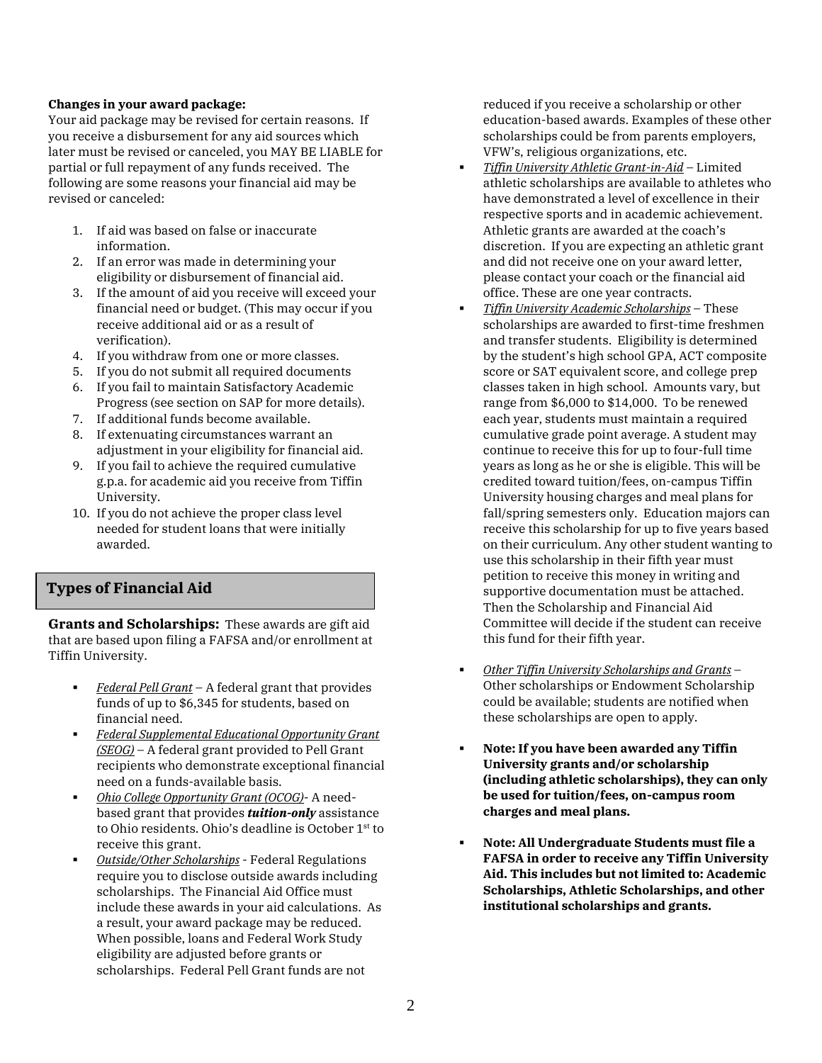**Changes in your award package:**

Your aid package may be revised for certain reasons. If you receive a disbursement for any aid sources which later must be revised or canceled, you MAY BE LIABLE for partial or full repayment of any funds received. The following are some reasons your financial aid may be revised or canceled:

1. If aid was based on false or inaccurate information.
2. If an error was made in determining your eligibility or disbursement of financial aid.
3. If the amount of aid you receive will exceed your financial need or budget. (This may occur if you receive additional aid or as a result of verification).
4. If you withdraw from one or more classes.
5. If you do not submit all required documents
6. If you fail to maintain Satisfactory Academic Progress (see section on SAP for more details).
7. If additional funds become available.
8. If extenuating circumstances warrant an adjustment in your eligibility for financial aid.
9. If you fail to achieve the required cumulative g.p.a. for academic aid you receive from Tiffin University.
10. If you do not achieve the proper class level needed for student loans that were initially awarded.

## Types of Financial Aid

**Grants and Scholarships:** These awards are gift aid that are based upon filing a FAFSA and/or enrollment at Tiffin University.

- *Federal Pell Grant* – A federal grant that provides funds of up to $6,345 for students, based on financial need.
- *Federal Supplemental Educational Opportunity Grant (SEOG)* – A federal grant provided to Pell Grant recipients who demonstrate exceptional financial need on a funds-available basis.
- *Ohio College Opportunity Grant (OCOG)*- A need-based grant that provides ***tuition-only*** assistance to Ohio residents. Ohio's deadline is October 1st to receive this grant.
- *Outside/Other Scholarships* - Federal Regulations require you to disclose outside awards including scholarships. The Financial Aid Office must include these awards in your aid calculations. As a result, your award package may be reduced. When possible, loans and Federal Work Study eligibility are adjusted before grants or scholarships. Federal Pell Grant funds are not reduced if you receive a scholarship or other education-based awards. Examples of these other scholarships could be from parents employers, VFW's, religious organizations, etc.
- *Tiffin University Athletic Grant-in-Aid* – Limited athletic scholarships are available to athletes who have demonstrated a level of excellence in their respective sports and in academic achievement. Athletic grants are awarded at the coach's discretion. If you are expecting an athletic grant and did not receive one on your award letter, please contact your coach or the financial aid office. These are one year contracts.
- *Tiffin University Academic Scholarships* – These scholarships are awarded to first-time freshmen and transfer students. Eligibility is determined by the student's high school GPA, ACT composite score or SAT equivalent score, and college prep classes taken in high school. Amounts vary, but range from $6,000 to $14,000. To be renewed each year, students must maintain a required cumulative grade point average. A student may continue to receive this for up to four-full time years as long as he or she is eligible. This will be credited toward tuition/fees, on-campus Tiffin University housing charges and meal plans for fall/spring semesters only. Education majors can receive this scholarship for up to five years based on their curriculum. Any other student wanting to use this scholarship in their fifth year must petition to receive this money in writing and supportive documentation must be attached. Then the Scholarship and Financial Aid Committee will decide if the student can receive this fund for their fifth year.
- *Other Tiffin University Scholarships and Grants* – Other scholarships or Endowment Scholarship could be available; students are notified when these scholarships are open to apply.
- **Note: If you have been awarded any Tiffin University grants and/or scholarship (including athletic scholarships), they can only be used for tuition/fees, on-campus room charges and meal plans.**
- **Note: All Undergraduate Students must file a FAFSA in order to receive any Tiffin University Aid. This includes but not limited to: Academic Scholarships, Athletic Scholarships, and other institutional scholarships and grants.**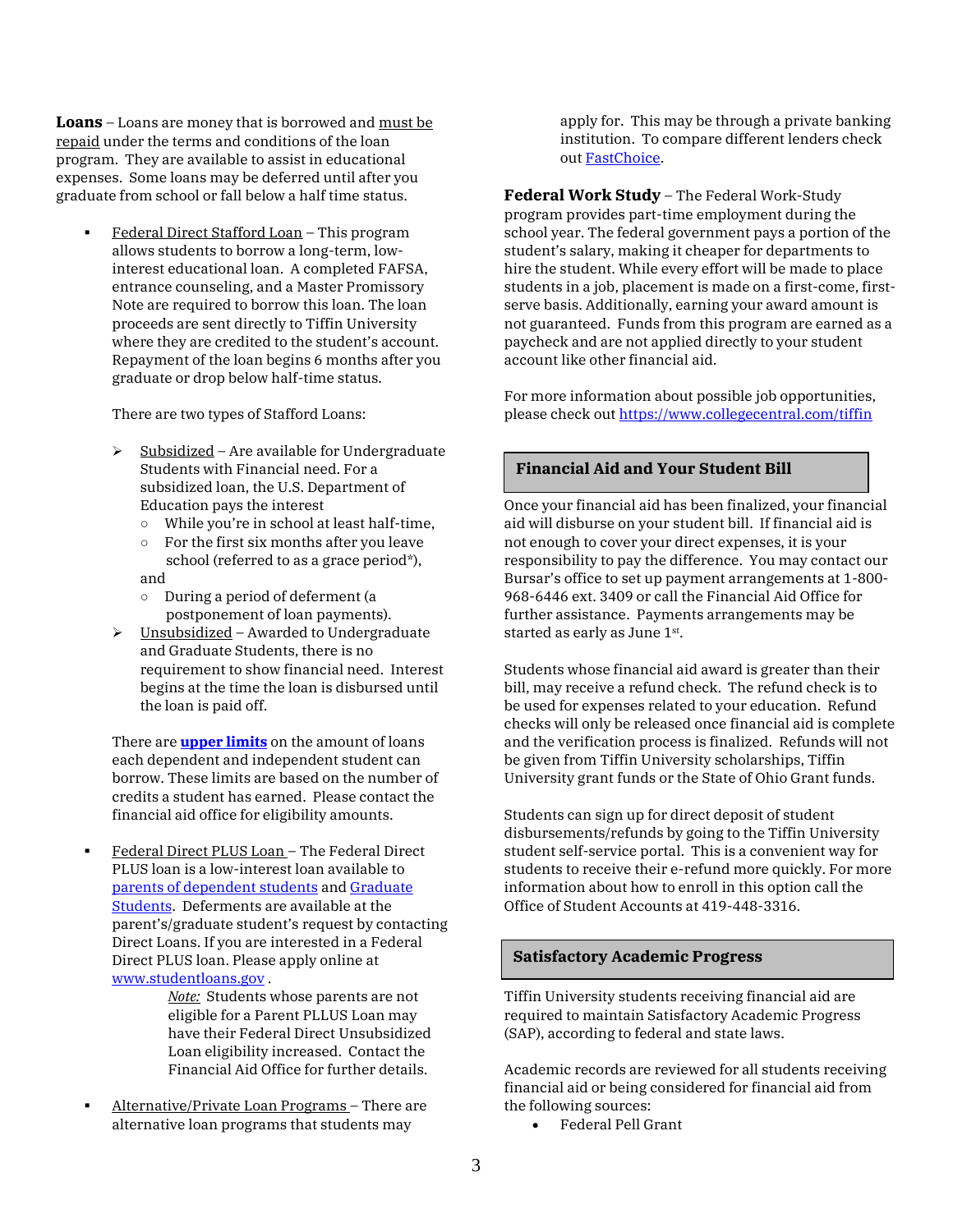**Loans** – Loans are money that is borrowed and must be repaid under the terms and conditions of the loan program. They are available to assist in educational expenses. Some loans may be deferred until after you graduate from school or fall below a half time status.

- Federal Direct Stafford Loan – This program allows students to borrow a long-term, low-interest educational loan. A completed FAFSA, entrance counseling, and a Master Promissory Note are required to borrow this loan. The loan proceeds are sent directly to Tiffin University where they are credited to the student's account. Repayment of the loan begins 6 months after you graduate or drop below half-time status.

  There are two types of Stafford Loans:

  - Subsidized – Are available for Undergraduate Students with Financial need. For a subsidized loan, the U.S. Department of Education pays the interest
    - While you're in school at least half-time,
    - For the first six months after you leave school (referred to as a grace period*), and
    - During a period of deferment (a postponement of loan payments).
  - Unsubsidized – Awarded to Undergraduate and Graduate Students, there is no requirement to show financial need. Interest begins at the time the loan is disbursed until the loan is paid off.

  There are **upper limits** on the amount of loans each dependent and independent student can borrow. These limits are based on the number of credits a student has earned. Please contact the financial aid office for eligibility amounts.

- Federal Direct PLUS Loan – The Federal Direct PLUS loan is a low-interest loan available to parents of dependent students and Graduate Students. Deferments are available at the parent's/graduate student's request by contacting Direct Loans. If you are interested in a Federal Direct PLUS loan. Please apply online at www.studentloans.gov .

  *Note:* Students whose parents are not eligible for a Parent PLLUS Loan may have their Federal Direct Unsubsidized Loan eligibility increased. Contact the Financial Aid Office for further details.

- Alternative/Private Loan Programs – There are alternative loan programs that students may apply for. This may be through a private banking institution. To compare different lenders check out FastChoice.

**Federal Work Study** – The Federal Work-Study program provides part-time employment during the school year. The federal government pays a portion of the student's salary, making it cheaper for departments to hire the student. While every effort will be made to place students in a job, placement is made on a first-come, first-serve basis. Additionally, earning your award amount is not guaranteed. Funds from this program are earned as a paycheck and are not applied directly to your student account like other financial aid.

For more information about possible job opportunities, please check out https://www.collegecentral.com/tiffin

## Financial Aid and Your Student Bill

Once your financial aid has been finalized, your financial aid will disburse on your student bill. If financial aid is not enough to cover your direct expenses, it is your responsibility to pay the difference. You may contact our Bursar's office to set up payment arrangements at 1-800-968-6446 ext. 3409 or call the Financial Aid Office for further assistance. Payments arrangements may be started as early as June 1st.

Students whose financial aid award is greater than their bill, may receive a refund check. The refund check is to be used for expenses related to your education. Refund checks will only be released once financial aid is complete and the verification process is finalized. Refunds will not be given from Tiffin University scholarships, Tiffin University grant funds or the State of Ohio Grant funds.

Students can sign up for direct deposit of student disbursements/refunds by going to the Tiffin University student self-service portal. This is a convenient way for students to receive their e-refund more quickly. For more information about how to enroll in this option call the Office of Student Accounts at 419-448-3316.

## Satisfactory Academic Progress

Tiffin University students receiving financial aid are required to maintain Satisfactory Academic Progress (SAP), according to federal and state laws.

Academic records are reviewed for all students receiving financial aid or being considered for financial aid from the following sources:

- Federal Pell Grant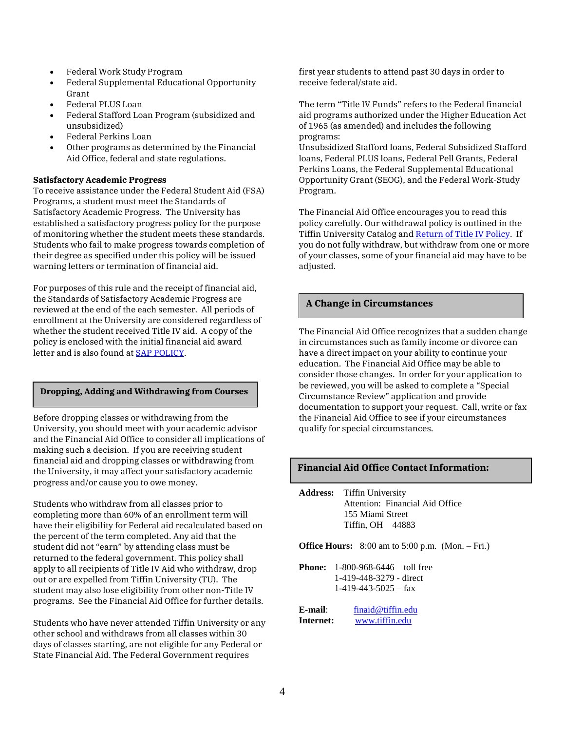- Federal Work Study Program
- Federal Supplemental Educational Opportunity Grant
- Federal PLUS Loan
- Federal Stafford Loan Program (subsidized and unsubsidized)
- Federal Perkins Loan
- Other programs as determined by the Financial Aid Office, federal and state regulations.

**Satisfactory Academic Progress**

To receive assistance under the Federal Student Aid (FSA) Programs, a student must meet the Standards of Satisfactory Academic Progress. The University has established a satisfactory progress policy for the purpose of monitoring whether the student meets these standards. Students who fail to make progress towards completion of their degree as specified under this policy will be issued warning letters or termination of financial aid.

For purposes of this rule and the receipt of financial aid, the Standards of Satisfactory Academic Progress are reviewed at the end of the each semester. All periods of enrollment at the University are considered regardless of whether the student received Title IV aid. A copy of the policy is enclosed with the initial financial aid award letter and is also found at SAP POLICY.

## Dropping, Adding and Withdrawing from Courses

Before dropping classes or withdrawing from the University, you should meet with your academic advisor and the Financial Aid Office to consider all implications of making such a decision. If you are receiving student financial aid and dropping classes or withdrawing from the University, it may affect your satisfactory academic progress and/or cause you to owe money.

Students who withdraw from all classes prior to completing more than 60% of an enrollment term will have their eligibility for Federal aid recalculated based on the percent of the term completed. Any aid that the student did not "earn" by attending class must be returned to the federal government. This policy shall apply to all recipients of Title IV Aid who withdraw, drop out or are expelled from Tiffin University (TU). The student may also lose eligibility from other non-Title IV programs. See the Financial Aid Office for further details.

Students who have never attended Tiffin University or any other school and withdraws from all classes within 30 days of classes starting, are not eligible for any Federal or State Financial Aid. The Federal Government requires first year students to attend past 30 days in order to receive federal/state aid.

The term "Title IV Funds" refers to the Federal financial aid programs authorized under the Higher Education Act of 1965 (as amended) and includes the following programs:
Unsubsidized Stafford loans, Federal Subsidized Stafford loans, Federal PLUS loans, Federal Pell Grants, Federal Perkins Loans, the Federal Supplemental Educational Opportunity Grant (SEOG), and the Federal Work-Study Program.

The Financial Aid Office encourages you to read this policy carefully. Our withdrawal policy is outlined in the Tiffin University Catalog and Return of Title IV Policy. If you do not fully withdraw, but withdraw from one or more of your classes, some of your financial aid may have to be adjusted.

## A Change in Circumstances

The Financial Aid Office recognizes that a sudden change in circumstances such as family income or divorce can have a direct impact on your ability to continue your education. The Financial Aid Office may be able to consider those changes. In order for your application to be reviewed, you will be asked to complete a "Special Circumstance Review" application and provide documentation to support your request. Call, write or fax the Financial Aid Office to see if your circumstances qualify for special circumstances.

## Financial Aid Office Contact Information:

**Address:** Tiffin University
Attention: Financial Aid Office
155 Miami Street
Tiffin, OH 44883

**Office Hours:** 8:00 am to 5:00 p.m. (Mon. – Fri.)

**Phone:** 1-800-968-6446 – toll free
1-419-448-3279 - direct
1-419-443-5025 – fax

**E-mail**: finaid@tiffin.edu
**Internet:** www.tiffin.edu